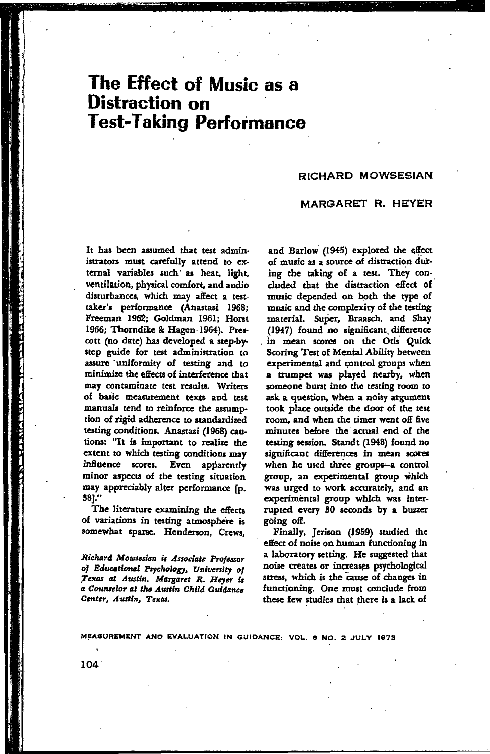# The Effect of Music as a Distraction on Test-Taking Performance

RICHARD MOWSESIAN

MARGARET R. HEYER

It has been assumed that test administrators must carefully attend to external variables such as heat, light, ventilation, physical comfort, and audio disturbances, which may affect a test-taker's performance (Anastasi 1968; Freeman 1962; Goldman 1961; Horst 1966; Thorndike & Hagen 1964). Prescott (no date) has developed a step-by-step guide for test administration to assure uniformity of testing and to minimize the effects of interference that may contaminate test results. Writers of basic measurement texts and test manuals tend to reinforce the assumption of rigid adherence to standardized testing conditions. Anastasi (1968) cautions: "It is important to realize the extent to which testing conditions may influence scores. Even apparently minor aspects of the testing situation may appreciably alter performance [p. 38]."

The literature examining the effects of variations in testing atmosphere is somewhat sparse. Henderson, Crews, and Barlow (1945) explored the effect of music as a source of distraction during the taking of a test. They concluded that the distraction effect of music depended on both the type of music and the complexity of the testing material. Super, Braasch, and Shay (1947) found no significant difference in mean scores on the Otis Quick Scoring Test of Mental Ability between experimental and control groups when a trumpet was played nearby, when someone burst into the testing room to ask a question, when a noisy argument took place outside the door of the test room, and when the timer went off five minutes before the actual end of the testing session. Standt (1948) found no significant differences in mean scores when he used three groups--a control group, an experimental group which was urged to work accurately, and an experimental group which was interrupted every 30 seconds by a buzzer going off.

Finally, Jerison (1959) studied the effect of noise on human functioning in a laboratory setting. He suggested that noise creates or increases psychological stress, which is the cause of changes in functioning. One must conclude from these few studies that there is a lack of

*Richard Mowsesian is Associate Professor of Educational Psychology, University of Texas at Austin. Margaret R. Heyer is a Counselor at the Austin Child Guidance Center, Austin, Texas.*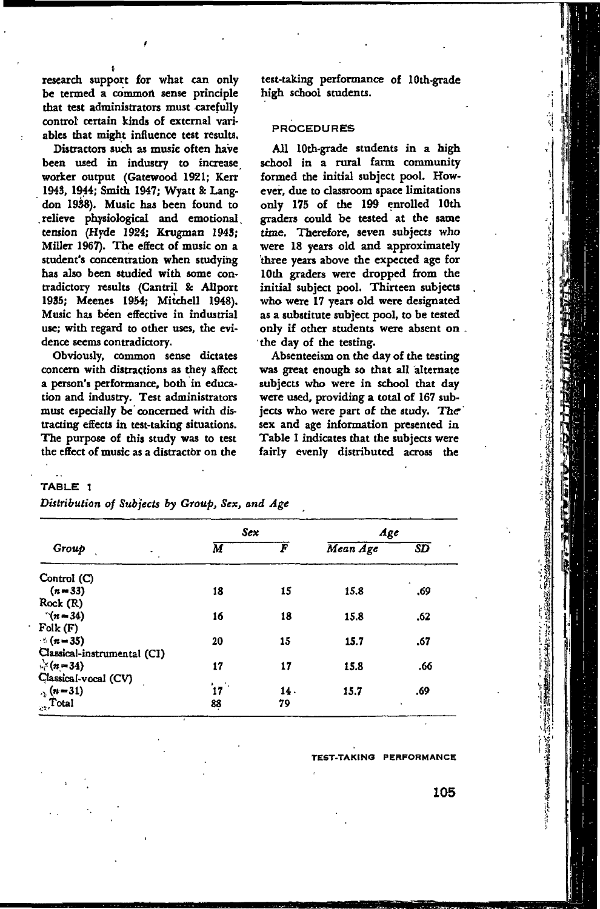research support for what can only be termed a common sense principle that test administrators must carefully control certain kinds of external variables that might influence test results.

Distractors such as music often have been used in industry to increase worker output (Gatewood 1921; Kerr 1943, 1944; Smith 1947; Wyatt & Langdon 1938). Music has been found to relieve physiological and emotional tension (Hyde 1924; Krugman 1943; Miller 1967). The effect of music on a student's concentration when studying has also been studied with some contradictory results (Cantril & Allport 1935; Meenes 1954; Mitchell 1948). Music has been effective in industrial use; with regard to other uses, the evidence seems contradictory.

Obviously, common sense dictates concern with distractions as they affect a person's performance, both in education and industry. Test administrators must especially be concerned with distracting effects in test-taking situations. The purpose of this study was to test the effect of music as a distractor on the test-taking performance of 10th-grade high school students.

## PROCEDURES

All 10th-grade students in a high school in a rural farm community formed the initial subject pool. However, due to classroom space limitations only 175 of the 199 enrolled 10th graders could be tested at the same time. Therefore, seven subjects who were 18 years old and approximately three years above the expected age for 10th graders were dropped from the initial subject pool. Thirteen subjects who were 17 years old were designated as a substitute subject pool, to be tested only if other students were absent on the day of the testing.

Absenteeism on the day of the testing was great enough so that all alternate subjects who were in school that day were used, providing a total of 167 subjects who were part of the study. The sex and age information presented in Table 1 indicates that the subjects were fairly evenly distributed across the

TABLE 1

*Distribution of Subjects by Group, Sex, and Age*

| Group | Sex | | Age | |
|---|---|---|---|---|
| | M | F | Mean Age | SD |
| Control (C) ($n = 33$) | 18 | 15 | 15.8 | .69 |
| Rock (R) ($n = 34$) | 16 | 18 | 15.8 | .62 |
| Folk (F) ($n = 35$) | 20 | 15 | 15.7 | .67 |
| Classical-instrumental (CI) ($n = 34$) | 17 | 17 | 15.8 | .66 |
| Classical-vocal (CV) ($n = 31$) | 17 | 14 | 15.7 | .69 |
| Total | 88 | 79 | | |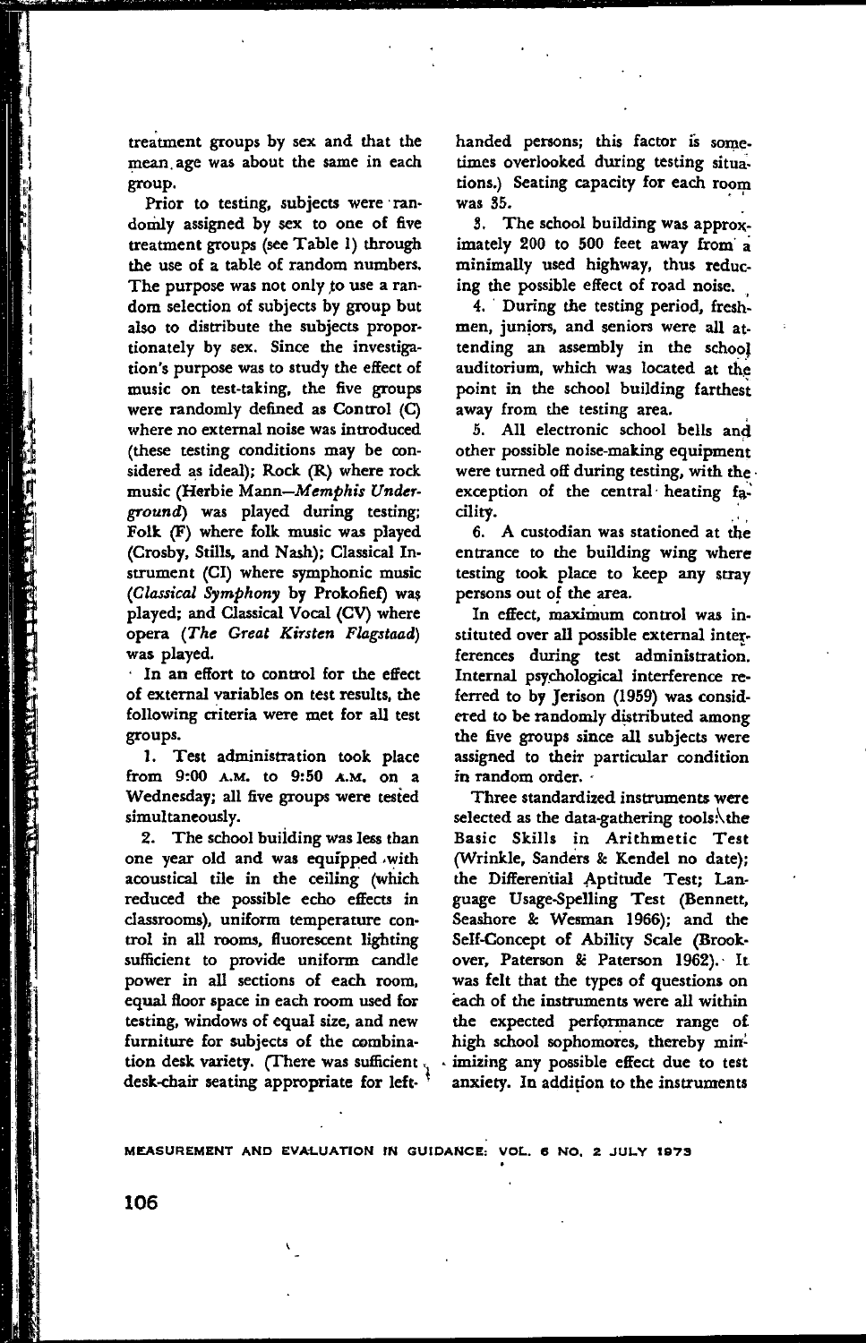treatment groups by sex and that the mean age was about the same in each group.

Prior to testing, subjects were randomly assigned by sex to one of five treatment groups (see Table 1) through the use of a table of random numbers. The purpose was not only to use a random selection of subjects by group but also to distribute the subjects proportionately by sex. Since the investigation's purpose was to study the effect of music on test-taking, the five groups were randomly defined as Control (C) where no external noise was introduced (these testing conditions may be considered as ideal); Rock (R) where rock music (Herbie Mann—*Memphis Underground*) was played during testing; Folk (F) where folk music was played (Crosby, Stills, and Nash); Classical Instrument (CI) where symphonic music (*Classical Symphony* by Prokofief) was played; and Classical Vocal (CV) where opera (*The Great Kirsten Flagstaad*) was played.

In an effort to control for the effect of external variables on test results, the following criteria were met for all test groups.

1. Test administration took place from 9:00 A.M. to 9:50 A.M. on a Wednesday; all five groups were tested simultaneously.

2. The school building was less than one year old and was equipped with acoustical tile in the ceiling (which reduced the possible echo effects in classrooms), uniform temperature control in all rooms, fluorescent lighting sufficient to provide uniform candle power in all sections of each room, equal floor space in each room used for testing, windows of equal size, and new furniture for subjects of the combination desk variety. (There was sufficient desk-chair seating appropriate for left-handed persons; this factor is sometimes overlooked during testing situations.) Seating capacity for each room was 35.

3. The school building was approximately 200 to 500 feet away from a minimally used highway, thus reducing the possible effect of road noise.

4. During the testing period, freshmen, juniors, and seniors were all attending an assembly in the school auditorium, which was located at the point in the school building farthest away from the testing area.

5. All electronic school bells and other possible noise-making equipment were turned off during testing, with the exception of the central heating facility.

6. A custodian was stationed at the entrance to the building wing where testing took place to keep any stray persons out of the area.

In effect, maximum control was instituted over all possible external interferences during test administration. Internal psychological interference referred to by Jerison (1959) was considered to be randomly distributed among the five groups since all subjects were assigned to their particular condition in random order.

Three standardized instruments were selected as the data-gathering tools: the Basic Skills in Arithmetic Test (Wrinkle, Sanders & Kendel no date); the Differential Aptitude Test; Language Usage-Spelling Test (Bennett, Seashore & Wesman 1966); and the Self-Concept of Ability Scale (Brookover, Paterson & Paterson 1962). It was felt that the types of questions on each of the instruments were all within the expected performance range of high school sophomores, thereby minimizing any possible effect due to test anxiety. In addition to the instruments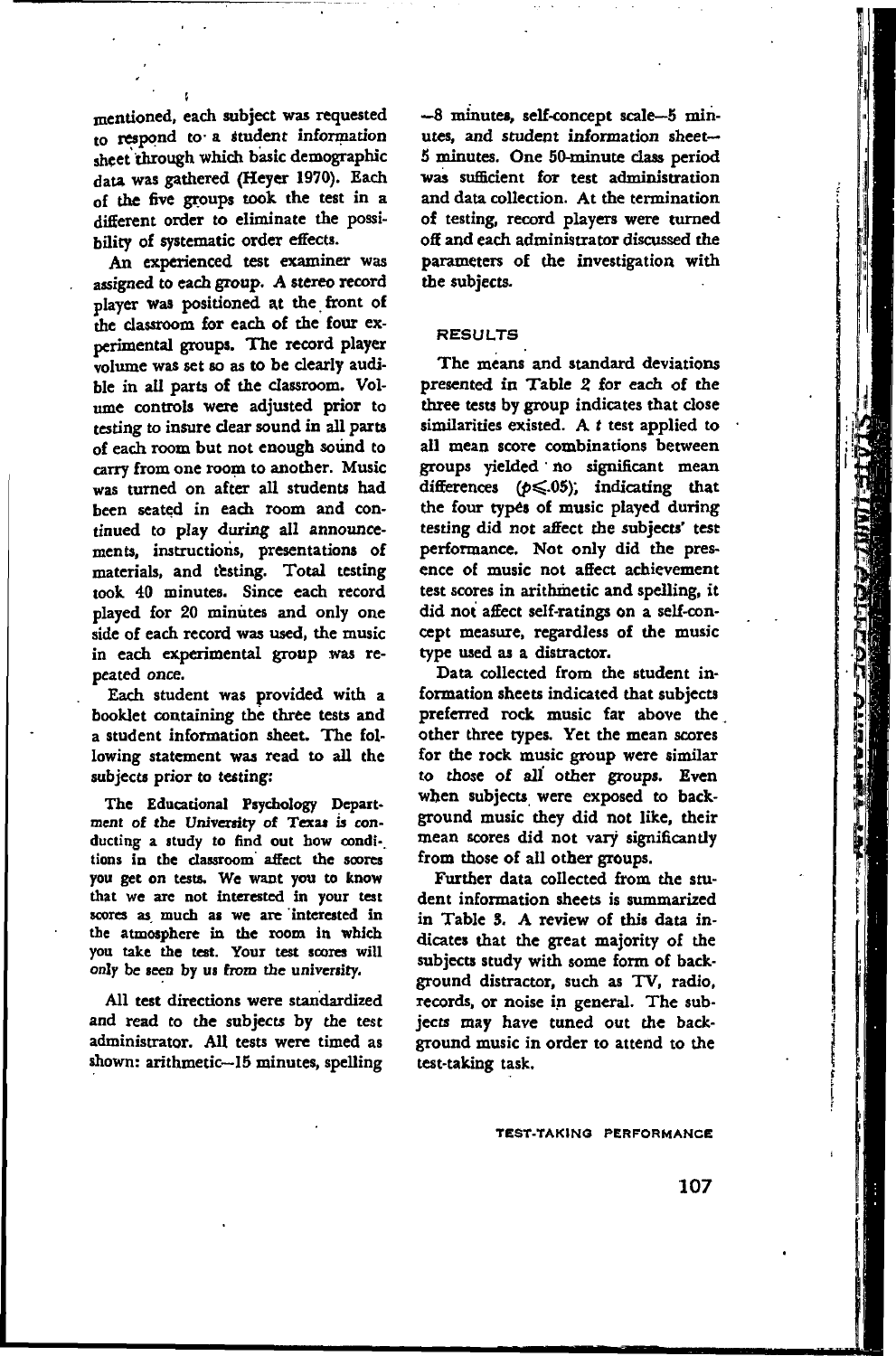mentioned, each subject was requested to respond to a student information sheet through which basic demographic data was gathered (Heyer 1970). Each of the five groups took the test in a different order to eliminate the possibility of systematic order effects.

An experienced test examiner was assigned to each group. A stereo record player was positioned at the front of the classroom for each of the four experimental groups. The record player volume was set so as to be clearly audible in all parts of the classroom. Volume controls were adjusted prior to testing to insure clear sound in all parts of each room but not enough sound to carry from one room to another. Music was turned on after all students had been seated in each room and continued to play during all announcements, instructions, presentations of materials, and testing. Total testing took 40 minutes. Since each record played for 20 minutes and only one side of each record was used, the music in each experimental group was repeated once.

Each student was provided with a booklet containing the three tests and a student information sheet. The following statement was read to all the subjects prior to testing:

> The Educational Psychology Department of the University of Texas is conducting a study to find out how conditions in the classroom affect the scores you get on tests. We want you to know that we are not interested in your test scores as much as we are interested in the atmosphere in the room in which you take the test. Your test scores will only be seen by us from the university.

All test directions were standardized and read to the subjects by the test administrator. All tests were timed as shown: arithmetic—15 minutes, spelling—8 minutes, self-concept scale—5 minutes, and student information sheet—5 minutes. One 50-minute class period was sufficient for test administration and data collection. At the termination of testing, record players were turned off and each administrator discussed the parameters of the investigation with the subjects.

## RESULTS

The means and standard deviations presented in Table 2 for each of the three tests by group indicates that close similarities existed. A *t* test applied to all mean score combinations between groups yielded no significant mean differences ($p \leq .05$), indicating that the four types of music played during testing did not affect the subjects' test performance. Not only did the presence of music not affect achievement test scores in arithmetic and spelling, it did not affect self-ratings on a self-concept measure, regardless of the music type used as a distractor.

Data collected from the student information sheets indicated that subjects preferred rock music far above the other three types. Yet the mean scores for the rock music group were similar to those of all other groups. Even when subjects were exposed to background music they did not like, their mean scores did not vary significantly from those of all other groups.

Further data collected from the student information sheets is summarized in Table 3. A review of this data indicates that the great majority of the subjects study with some form of background distractor, such as TV, radio, records, or noise in general. The subjects may have tuned out the background music in order to attend to the test-taking task.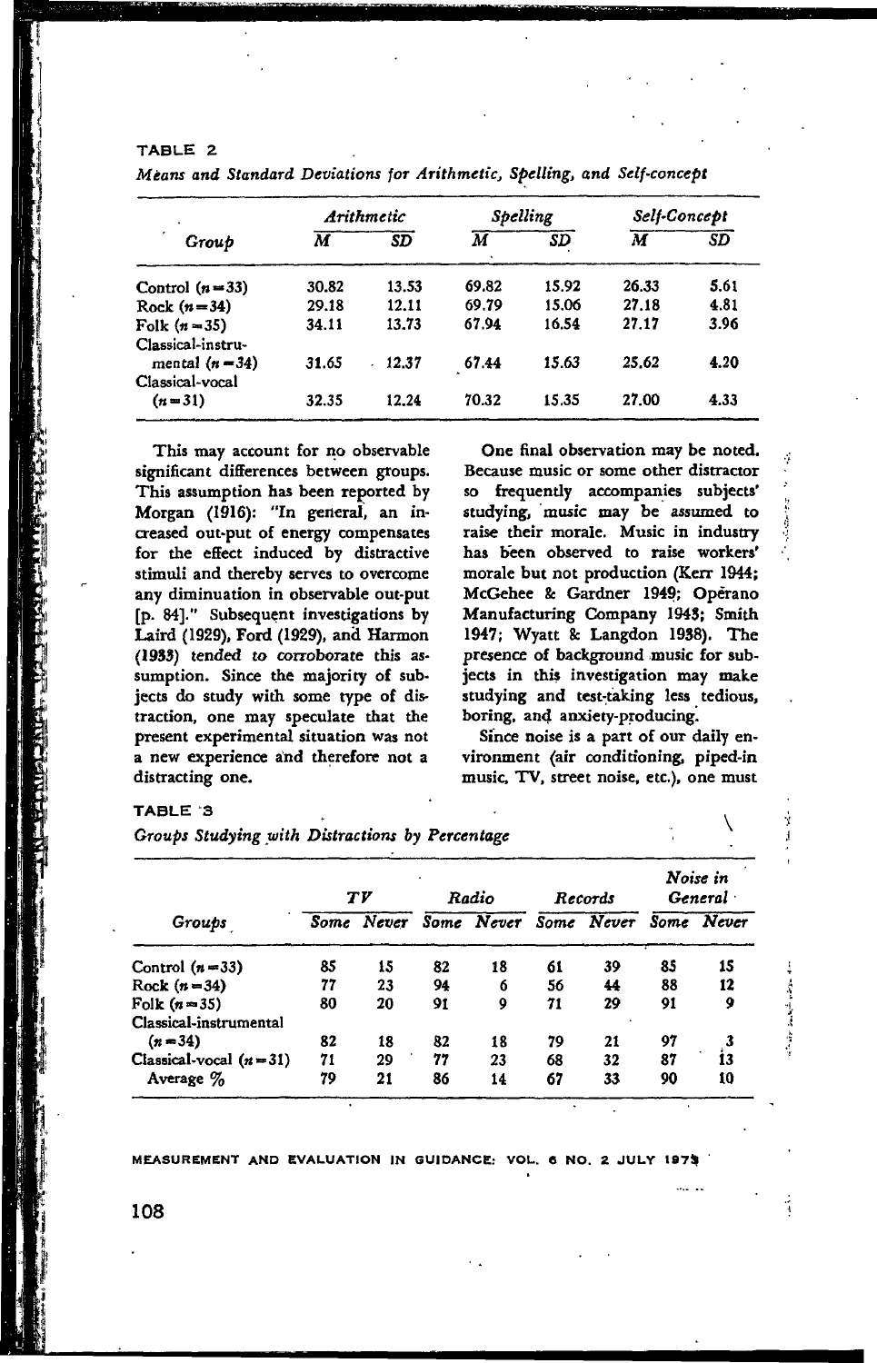TABLE 2

*Means and Standard Deviations for Arithmetic, Spelling, and Self-concept*

| Group | *Arithmetic* | | *Spelling* | | *Self-Concept* | |
|---|---|---|---|---|---|---|
| | *M* | *SD* | *M* | *SD* | *M* | *SD* |
| Control ($n = 33$) | 30.82 | 13.53 | 69.82 | 15.92 | 26.33 | 5.61 |
| Rock ($n = 34$) | 29.18 | 12.11 | 69.79 | 15.06 | 27.18 | 4.81 |
| Folk ($n = 35$) | 34.11 | 13.73 | 67.94 | 16.54 | 27.17 | 3.96 |
| Classical-instrumental ($n = 34$) | 31.65 | 12.37 | 67.44 | 15.63 | 25.62 | 4.20 |
| Classical-vocal ($n = 31$) | 32.35 | 12.24 | 70.32 | 15.35 | 27.00 | 4.33 |

This may account for no observable significant differences between groups. This assumption has been reported by Morgan (1916): "In general, an increased out-put of energy compensates for the effect induced by distractive stimuli and thereby serves to overcome any diminuation in observable out-put [p. 84]." Subsequent investigations by Laird (1929), Ford (1929), and Harmon (1933) tended to corroborate this assumption. Since the majority of subjects do study with some type of distraction, one may speculate that the present experimental situation was not a new experience and therefore not a distracting one.

One final observation may be noted. Because music or some other distractor so frequently accompanies subjects' studying, music may be assumed to raise their morale. Music in industry has been observed to raise workers' morale but not production (Kerr 1944; McGehee & Gardner 1949; Operano Manufacturing Company 1943; Smith 1947; Wyatt & Langdon 1938). The presence of background music for subjects in this investigation may make studying and test-taking less tedious, boring, and anxiety-producing.

Since noise is a part of our daily environment (air conditioning, piped-in music, TV, street noise, etc.), one must

TABLE 3

*Groups Studying with Distractions by Percentage*

| Groups | *TV* | | *Radio* | | *Records* | | *Noise in General* | |
|---|---|---|---|---|---|---|---|---|
| | *Some* | *Never* | *Some* | *Never* | *Some* | *Never* | *Some* | *Never* |
| Control ($n = 33$) | 85 | 15 | 82 | 18 | 61 | 39 | 85 | 15 |
| Rock ($n = 34$) | 77 | 23 | 94 | 6 | 56 | 44 | 88 | 12 |
| Folk ($n = 35$) | 80 | 20 | 91 | 9 | 71 | 29 | 91 | 9 |
| Classical-instrumental ($n = 34$) | 82 | 18 | 82 | 18 | 79 | 21 | 97 | 3 |
| Classical-vocal ($n = 31$) | 71 | 29 | 77 | 23 | 68 | 32 | 87 | 13 |
| Average % | 79 | 21 | 86 | 14 | 67 | 33 | 90 | 10 |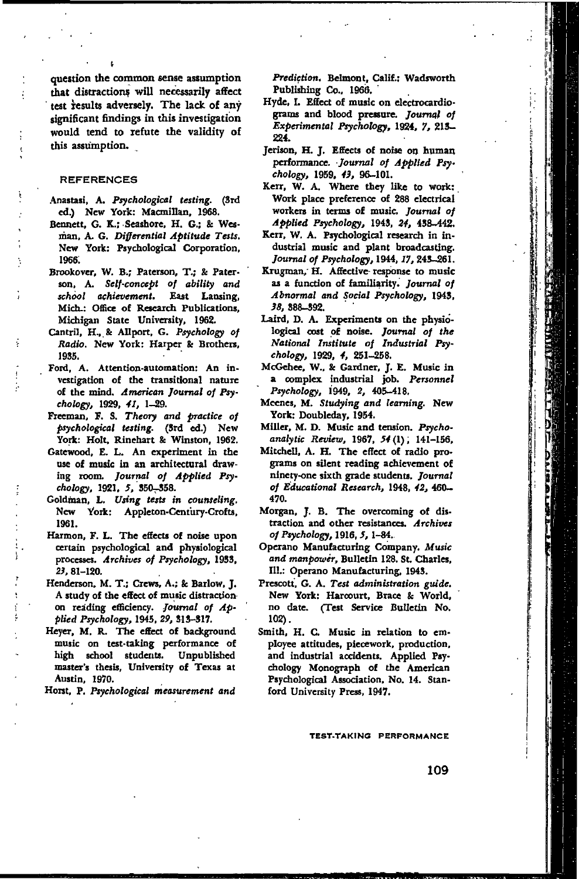question the common sense assumption that distractions will necessarily affect test results adversely. The lack of any significant findings in this investigation would tend to refute the validity of this assumption.

## REFERENCES

Anastasi, A. *Psychological testing.* (3rd ed.) New York: Macmillan, 1968.

Bennett, G. K.; Seashore, H. G.; & Wesman, A. G. *Differential Aptitude Tests.* New York: Psychological Corporation, 1966.

Brookover, W. B.; Paterson, T.; & Paterson, A. *Self-concept of ability and school achievement.* East Lansing, Mich.: Office of Research Publications, Michigan State University, 1962.

Cantril, H., & Allport, G. *Psychology of Radio.* New York: Harper & Brothers, 1935.

Ford, A. Attention-automation: An investigation of the transitional nature of the mind. *American Journal of Psychology,* 1929, *41,* 1–29.

Freeman, F. S. *Theory and practice of psychological testing.* (3rd ed.) New York: Holt, Rinehart & Winston, 1962.

Gatewood, E. L. An experiment in the use of music in an architectural drawing room. *Journal of Applied Psychology,* 1921, *5,* 350–358.

Goldman, L. *Using tests in counseling.* New York: Appleton-Century-Crofts, 1961.

Harmon, F. L. The effects of noise upon certain psychological and physiological processes. *Archives of Psychology,* 1933, *23,* 81–120.

Henderson, M. T.; Crews, A.; & Barlow, J. A study of the effect of music distraction on reading efficiency. *Journal of Applied Psychology,* 1945, *29,* 313–317.

Heyer, M. R. The effect of background music on test-taking performance of high school students. Unpublished master's thesis, University of Texas at Austin, 1970.

Horst, P. *Psychological measurement and Prediction.* Belmont, Calif.: Wadsworth Publishing Co., 1966.

Hyde, I. Effect of music on electrocardiograms and blood pressure. *Journal of Experimental Psychology,* 1924, *7,* 213–224.

Jerison, H. J. Effects of noise on human performance. *Journal of Applied Psychology,* 1959, *43,* 96–101.

Kerr, W. A. Where they like to work: Work place preference of 228 electrical workers in terms of music. *Journal of Applied Psychology,* 1943, *24,* 438–442.

Kerr, W. A. Psychological research in industrial music and plant broadcasting. *Journal of Psychology,* 1944, *17,* 243–261.

Krugman, H. Affective response to music as a function of familiarity. *Journal of Abnormal and Social Psychology,* 1943, *38,* 388–392.

Laird, D. A. Experiments on the physiological cost of noise. *Journal of the National Institute of Industrial Psychology,* 1929, *4,* 251–258.

McGehee, W., & Gardner, J. E. Music in a complex industrial job. *Personnel Psychology,* 1949, *2,* 405–418.

Meenes, M. *Studying and learning.* New York: Doubleday, 1954.

Miller, M. D. Music and tension. *Psychoanalytic Review,* 1967, *54* (1), 141–156,

Mitchell, A. H. The effect of radio programs on silent reading achievement of ninety-one sixth grade students. *Journal of Educational Research,* 1948, *42,* 460–470.

Morgan, J. B. The overcoming of distraction and other resistances. *Archives of Psychology,* 1916, *5,* 1–84.

Operano Manufacturing Company. *Music and manpower,* Bulletin 128. St. Charles, Ill.: Operano Manufacturing, 1943.

Prescott, G. A. *Test administration guide.* New York: Harcourt, Brace & World, no date. (Test Service Bulletin No. 102).

Smith, H. C. Music in relation to employee attitudes, piecework, production, and industrial accidents. Applied Psychology Monograph of the American Psychological Association, No. 14. Stanford University Press, 1947.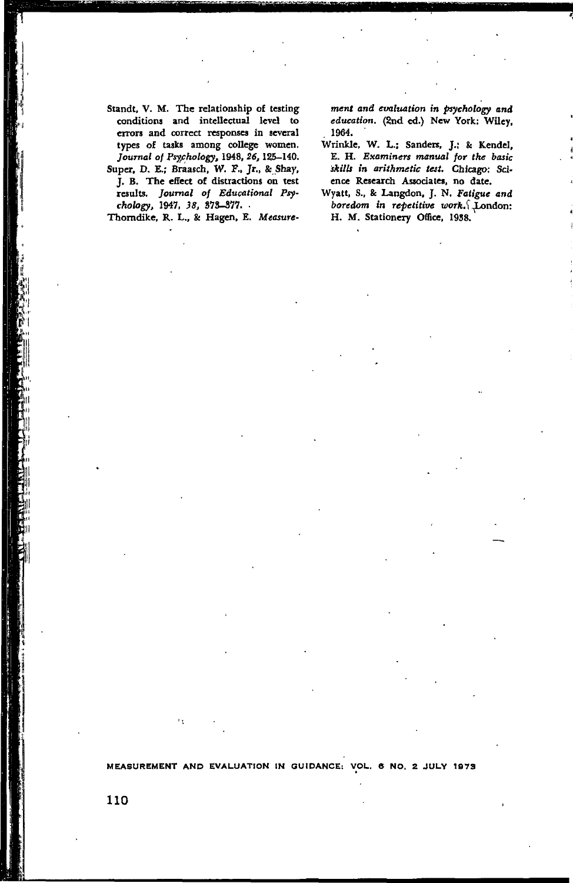Standt, V. M. The relationship of testing conditions and intellectual level to errors and correct responses in several types of tasks among college women. *Journal of Psychology*, 1948, *26*, 125–140.

Super, D. E.; Braasch, W. F., Jr., & Shay, J. B. The effect of distractions on test results. *Journal of Educational Psychology*, 1947, *38*, 373–377.

Thorndike, R. L., & Hagen, E. *Measurement and evaluation in psychology and education*. (2nd ed.) New York: Wiley, 1964.

Wrinkle, W. L.; Sanders, J.; & Kendel, E. H. *Examiners manual for the basic skills in arithmetic test*. Chicago: Science Research Associates, no date.

Wyatt, S., & Langdon, J. N. *Fatigue and boredom in repetitive work.* London: H. M. Stationery Office, 1938.